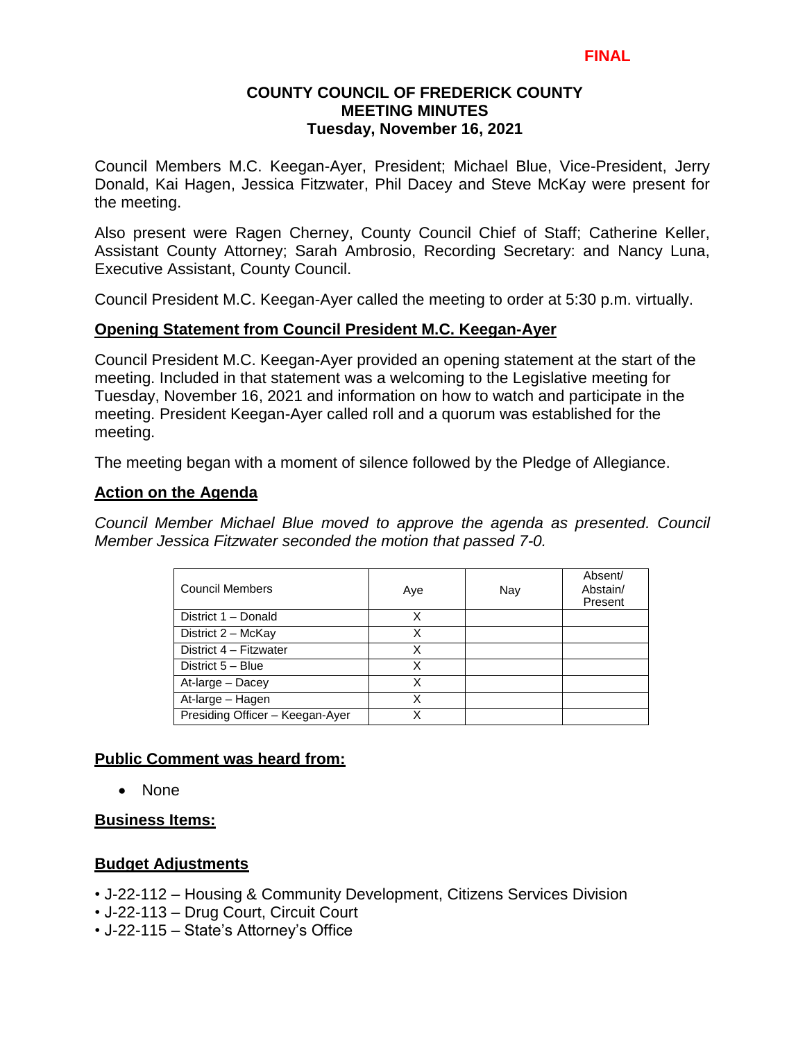**FINAL**

# COUNTY COUNCIL OF FREDERICK COUNTY
## MEETING MINUTES
### Tuesday, November 16, 2021

Council Members M.C. Keegan-Ayer, President; Michael Blue, Vice-President, Jerry Donald, Kai Hagen, Jessica Fitzwater, Phil Dacey and Steve McKay were present for the meeting.

Also present were Ragen Cherney, County Council Chief of Staff; Catherine Keller, Assistant County Attorney; Sarah Ambrosio, Recording Secretary: and Nancy Luna, Executive Assistant, County Council.

Council President M.C. Keegan-Ayer called the meeting to order at 5:30 p.m. virtually.

**Opening Statement from Council President M.C. Keegan-Ayer**

Council President M.C. Keegan-Ayer provided an opening statement at the start of the meeting. Included in that statement was a welcoming to the Legislative meeting for Tuesday, November 16, 2021 and information on how to watch and participate in the meeting. President Keegan-Ayer called roll and a quorum was established for the meeting.

The meeting began with a moment of silence followed by the Pledge of Allegiance.

**Action on the Agenda**

*Council Member Michael Blue moved to approve the agenda as presented. Council Member Jessica Fitzwater seconded the motion that passed 7-0.*

| Council Members | Aye | Nay | Absent/ Abstain/ Present |
|---|---|---|---|
| District 1 – Donald | X | | |
| District 2 – McKay | X | | |
| District 4 – Fitzwater | X | | |
| District 5 – Blue | X | | |
| At-large – Dacey | X | | |
| At-large – Hagen | X | | |
| Presiding Officer – Keegan-Ayer | X | | |

**Public Comment was heard from:**

- None

**Business Items:**

**Budget Adjustments**

- J-22-112 – Housing & Community Development, Citizens Services Division
- J-22-113 – Drug Court, Circuit Court
- J-22-115 – State's Attorney's Office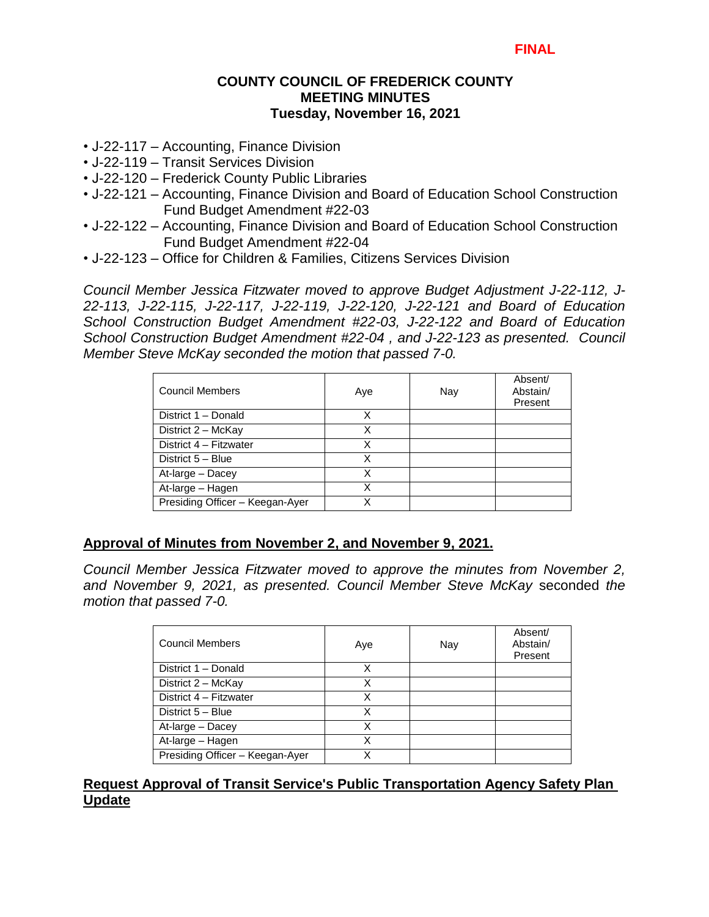FINAL

**COUNTY COUNCIL OF FREDERICK COUNTY**
**MEETING MINUTES**
**Tuesday, November 16, 2021**

- J-22-117 – Accounting, Finance Division
- J-22-119 – Transit Services Division
- J-22-120 – Frederick County Public Libraries
- J-22-121 – Accounting, Finance Division and Board of Education School Construction Fund Budget Amendment #22-03
- J-22-122 – Accounting, Finance Division and Board of Education School Construction Fund Budget Amendment #22-04
- J-22-123 – Office for Children & Families, Citizens Services Division

*Council Member Jessica Fitzwater moved to approve Budget Adjustment J-22-112, J-22-113, J-22-115, J-22-117, J-22-119, J-22-120, J-22-121 and Board of Education School Construction Budget Amendment #22-03, J-22-122 and Board of Education School Construction Budget Amendment #22-04 , and J-22-123 as presented. Council Member Steve McKay seconded the motion that passed 7-0.*

| Council Members | Aye | Nay | Absent/ Abstain/ Present |
|---|---|---|---|
| District 1 – Donald | X | | |
| District 2 – McKay | X | | |
| District 4 – Fitzwater | X | | |
| District 5 – Blue | X | | |
| At-large – Dacey | X | | |
| At-large – Hagen | X | | |
| Presiding Officer – Keegan-Ayer | X | | |

## Approval of Minutes from November 2, and November 9, 2021.

*Council Member Jessica Fitzwater moved to approve the minutes from November 2, and November 9, 2021, as presented. Council Member Steve McKay* seconded *the motion that passed 7-0.*

| Council Members | Aye | Nay | Absent/ Abstain/ Present |
|---|---|---|---|
| District 1 – Donald | X | | |
| District 2 – McKay | X | | |
| District 4 – Fitzwater | X | | |
| District 5 – Blue | X | | |
| At-large – Dacey | X | | |
| At-large – Hagen | X | | |
| Presiding Officer – Keegan-Ayer | X | | |

## Request Approval of Transit Service's Public Transportation Agency Safety Plan Update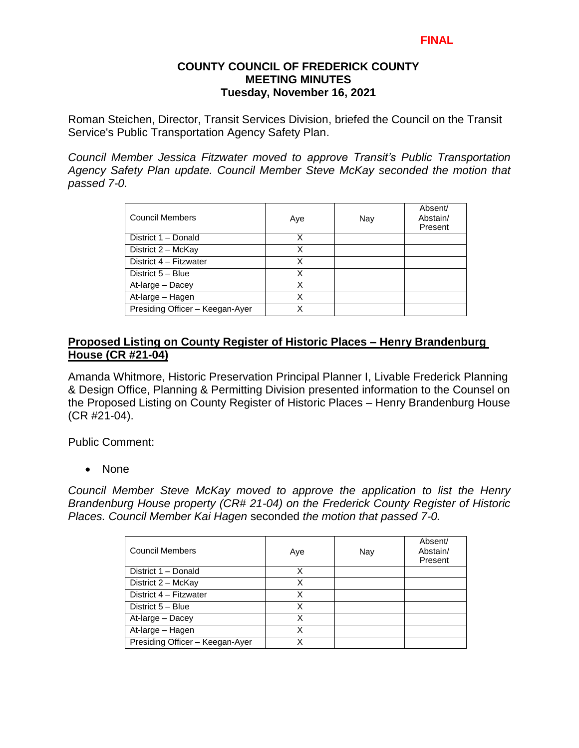**FINAL**

**COUNTY COUNCIL OF FREDERICK COUNTY**
**MEETING MINUTES**
**Tuesday, November 16, 2021**

Roman Steichen, Director, Transit Services Division, briefed the Council on the Transit Service's Public Transportation Agency Safety Plan.

*Council Member Jessica Fitzwater moved to approve Transit's Public Transportation Agency Safety Plan update. Council Member Steve McKay seconded the motion that passed 7-0.*

| Council Members | Aye | Nay | Absent/ Abstain/ Present |
|---|---|---|---|
| District 1 – Donald | X | | |
| District 2 – McKay | X | | |
| District 4 – Fitzwater | X | | |
| District 5 – Blue | X | | |
| At-large – Dacey | X | | |
| At-large – Hagen | X | | |
| Presiding Officer – Keegan-Ayer | X | | |

**<u>Proposed Listing on County Register of Historic Places – Henry Brandenburg House (CR #21-04)</u>**

Amanda Whitmore, Historic Preservation Principal Planner I, Livable Frederick Planning & Design Office, Planning & Permitting Division presented information to the Counsel on the Proposed Listing on County Register of Historic Places – Henry Brandenburg House (CR #21-04).

Public Comment:

- None

*Council Member Steve McKay moved to approve the application to list the Henry Brandenburg House property (CR# 21-04) on the Frederick County Register of Historic Places. Council Member Kai Hagen* seconded *the motion that passed 7-0.*

| Council Members | Aye | Nay | Absent/ Abstain/ Present |
|---|---|---|---|
| District 1 – Donald | X | | |
| District 2 – McKay | X | | |
| District 4 – Fitzwater | X | | |
| District 5 – Blue | X | | |
| At-large – Dacey | X | | |
| At-large – Hagen | X | | |
| Presiding Officer – Keegan-Ayer | X | | |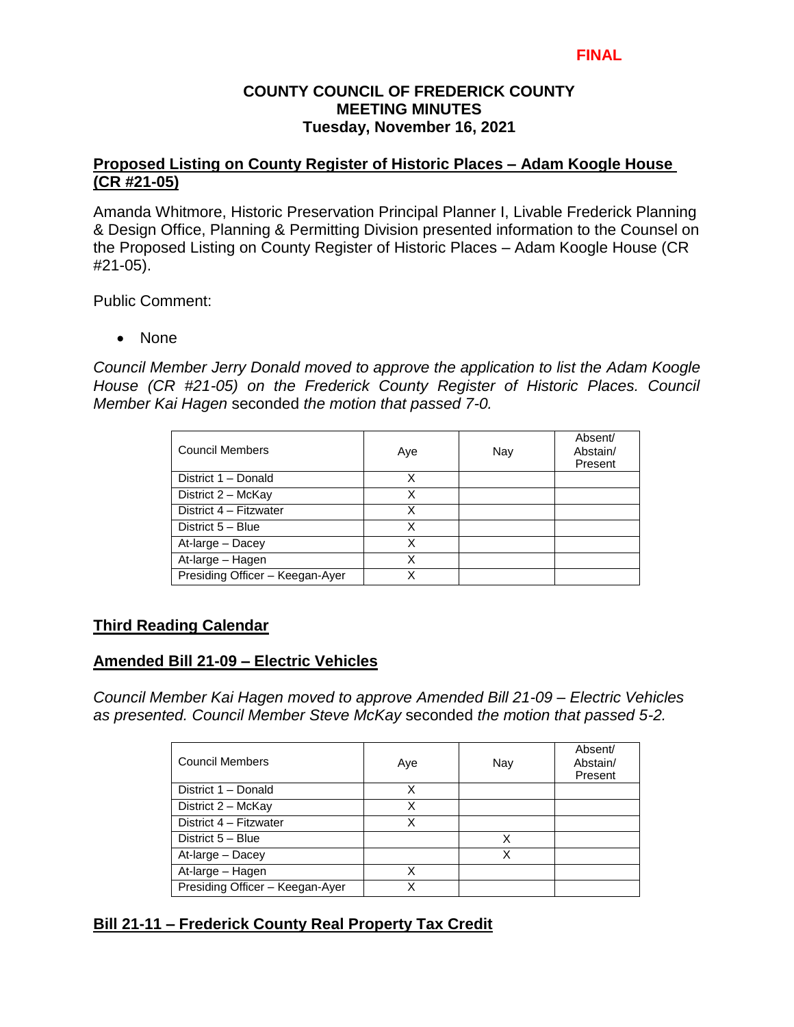**FINAL**

**COUNTY COUNCIL OF FREDERICK COUNTY**
**MEETING MINUTES**
**Tuesday, November 16, 2021**

## Proposed Listing on County Register of Historic Places – Adam Koogle House (CR #21-05)

Amanda Whitmore, Historic Preservation Principal Planner I, Livable Frederick Planning & Design Office, Planning & Permitting Division presented information to the Counsel on the Proposed Listing on County Register of Historic Places – Adam Koogle House (CR #21-05).

Public Comment:

- None

*Council Member Jerry Donald moved to approve the application to list the Adam Koogle House (CR #21-05) on the Frederick County Register of Historic Places. Council Member Kai Hagen* seconded *the motion that passed 7-0.*

| Council Members | Aye | Nay | Absent/ Abstain/ Present |
|---|---|---|---|
| District 1 – Donald | X | | |
| District 2 – McKay | X | | |
| District 4 – Fitzwater | X | | |
| District 5 – Blue | X | | |
| At-large – Dacey | X | | |
| At-large – Hagen | X | | |
| Presiding Officer – Keegan-Ayer | X | | |

## Third Reading Calendar

## Amended Bill 21-09 – Electric Vehicles

*Council Member Kai Hagen moved to approve Amended Bill 21-09 – Electric Vehicles as presented. Council Member Steve McKay* seconded *the motion that passed 5-2.*

| Council Members | Aye | Nay | Absent/ Abstain/ Present |
|---|---|---|---|
| District 1 – Donald | X | | |
| District 2 – McKay | X | | |
| District 4 – Fitzwater | X | | |
| District 5 – Blue | | X | |
| At-large – Dacey | | X | |
| At-large – Hagen | X | | |
| Presiding Officer – Keegan-Ayer | X | | |

## Bill 21-11 – Frederick County Real Property Tax Credit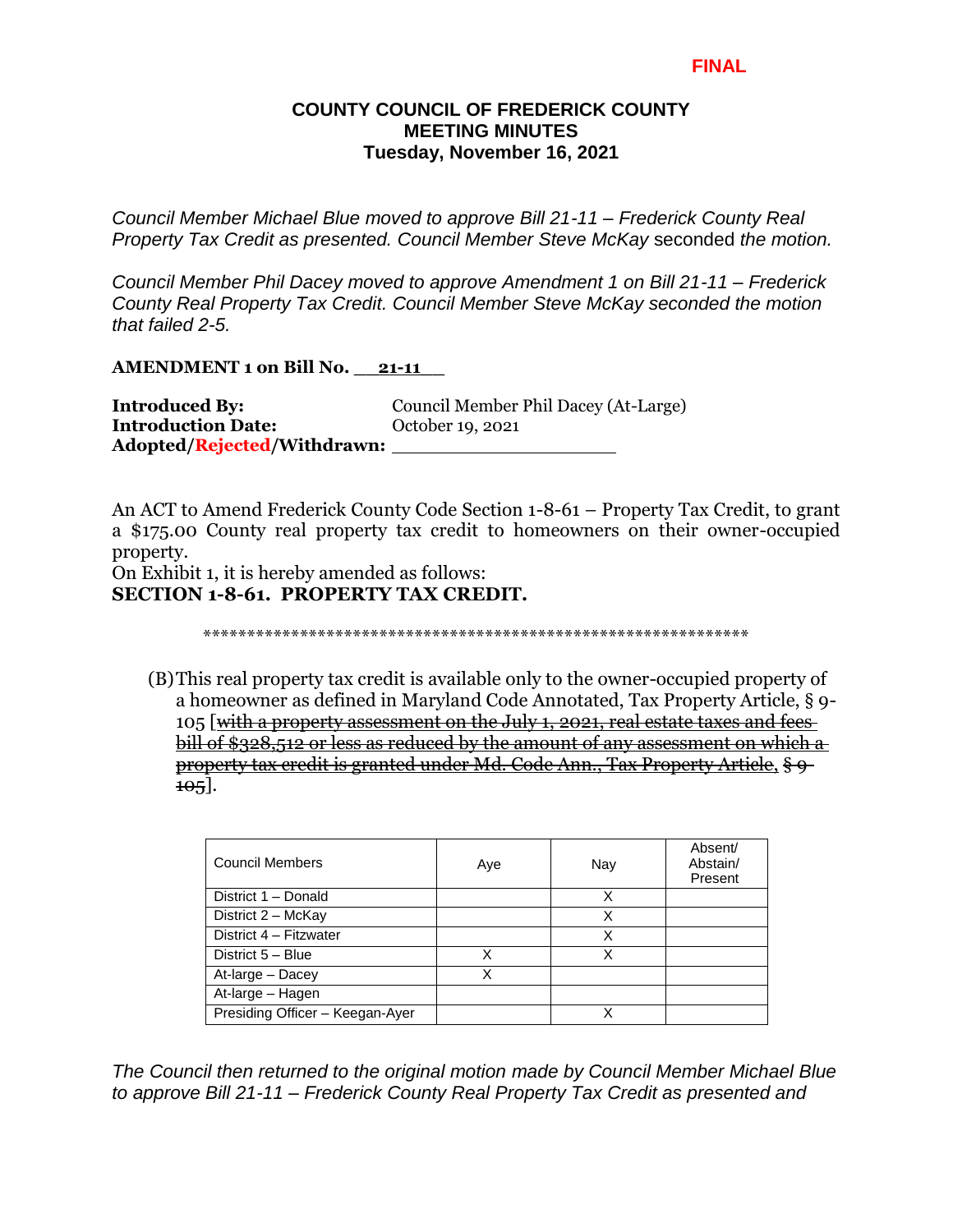**FINAL**

# COUNTY COUNCIL OF FREDERICK COUNTY
## MEETING MINUTES
### Tuesday, November 16, 2021

*Council Member Michael Blue moved to approve Bill 21-11 – Frederick County Real Property Tax Credit as presented. Council Member Steve McKay* seconded *the motion.*

*Council Member Phil Dacey moved to approve Amendment 1 on Bill 21-11 – Frederick County Real Property Tax Credit. Council Member Steve McKay seconded the motion that failed 2-5.*

**AMENDMENT 1 on Bill No. 21-11**

**Introduced By:** Council Member Phil Dacey (At-Large)
**Introduction Date:** October 19, 2021
**Adopted/Rejected/Withdrawn:** ____________________

An ACT to Amend Frederick County Code Section 1-8-61 – Property Tax Credit, to grant a $175.00 County real property tax credit to homeowners on their owner-occupied property.

On Exhibit 1, it is hereby amended as follows:

**SECTION 1-8-61. PROPERTY TAX CREDIT.**

\*\*\*\*\*\*\*\*\*\*\*\*\*\*\*\*\*\*\*\*\*\*\*\*\*\*\*\*\*\*\*\*\*\*\*\*\*\*\*\*\*\*\*\*\*\*\*\*\*\*\*\*\*\*\*\*\*\*\*\*\*\*\*\*\*\*\*

(B) This real property tax credit is available only to the owner-occupied property of a homeowner as defined in Maryland Code Annotated, Tax Property Article, § 9-105 [~~with a property assessment on the July 1, 2021, real estate taxes and fees bill of $328,512 or less as reduced by the amount of any assessment on which a property tax credit is granted under Md. Code Ann., Tax Property Article, § 9-105~~].

| Council Members | Aye | Nay | Absent/ Abstain/ Present |
|---|---|---|---|
| District 1 – Donald | | X | |
| District 2 – McKay | | X | |
| District 4 – Fitzwater | | X | |
| District 5 – Blue | X | X | |
| At-large – Dacey | X | | |
| At-large – Hagen | | | |
| Presiding Officer – Keegan-Ayer | | X | |

*The Council then returned to the original motion made by Council Member Michael Blue to approve Bill 21-11 – Frederick County Real Property Tax Credit as presented and*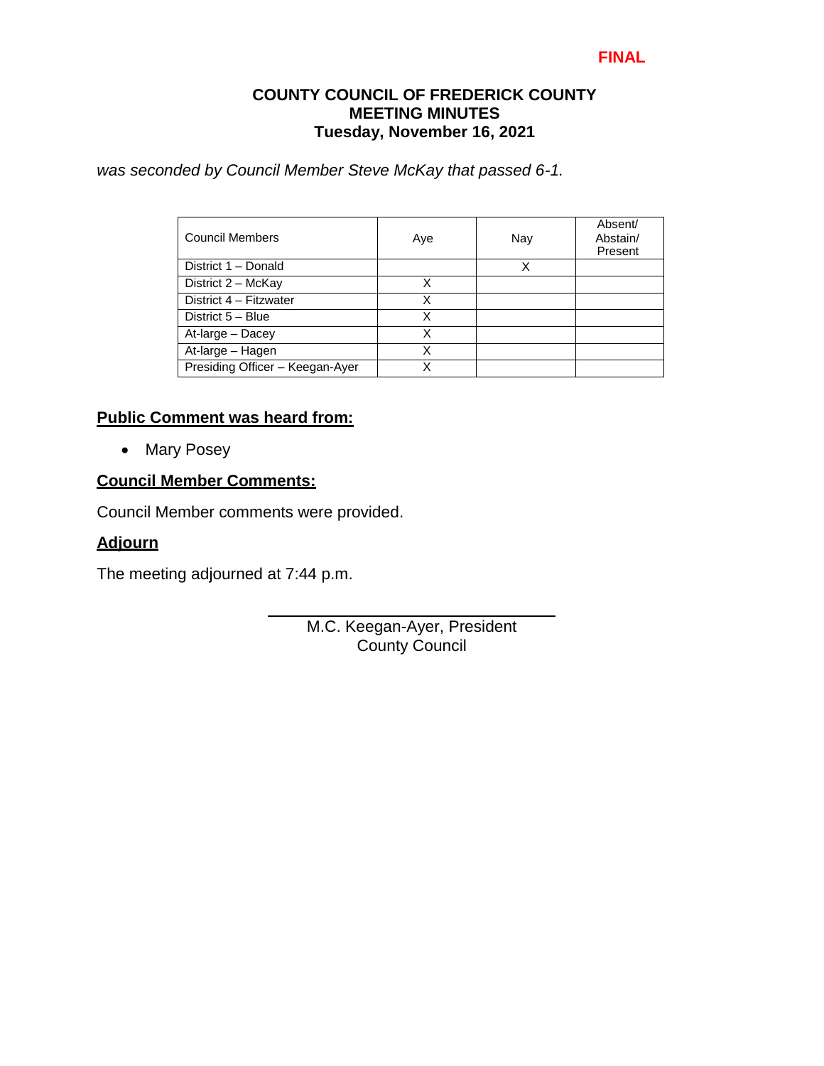FINAL

**COUNTY COUNCIL OF FREDERICK COUNTY**
**MEETING MINUTES**
**Tuesday, November 16, 2021**

*was seconded by Council Member Steve McKay that passed 6-1.*

| Council Members | Aye | Nay | Absent/ Abstain/ Present |
|---|---|---|---|
| District 1 – Donald | | X | |
| District 2 – McKay | X | | |
| District 4 – Fitzwater | X | | |
| District 5 – Blue | X | | |
| At-large – Dacey | X | | |
| At-large – Hagen | X | | |
| Presiding Officer – Keegan-Ayer | X | | |

## Public Comment was heard from:

- Mary Posey

## Council Member Comments:

Council Member comments were provided.

## Adjourn

The meeting adjourned at 7:44 p.m.

M.C. Keegan-Ayer, President
County Council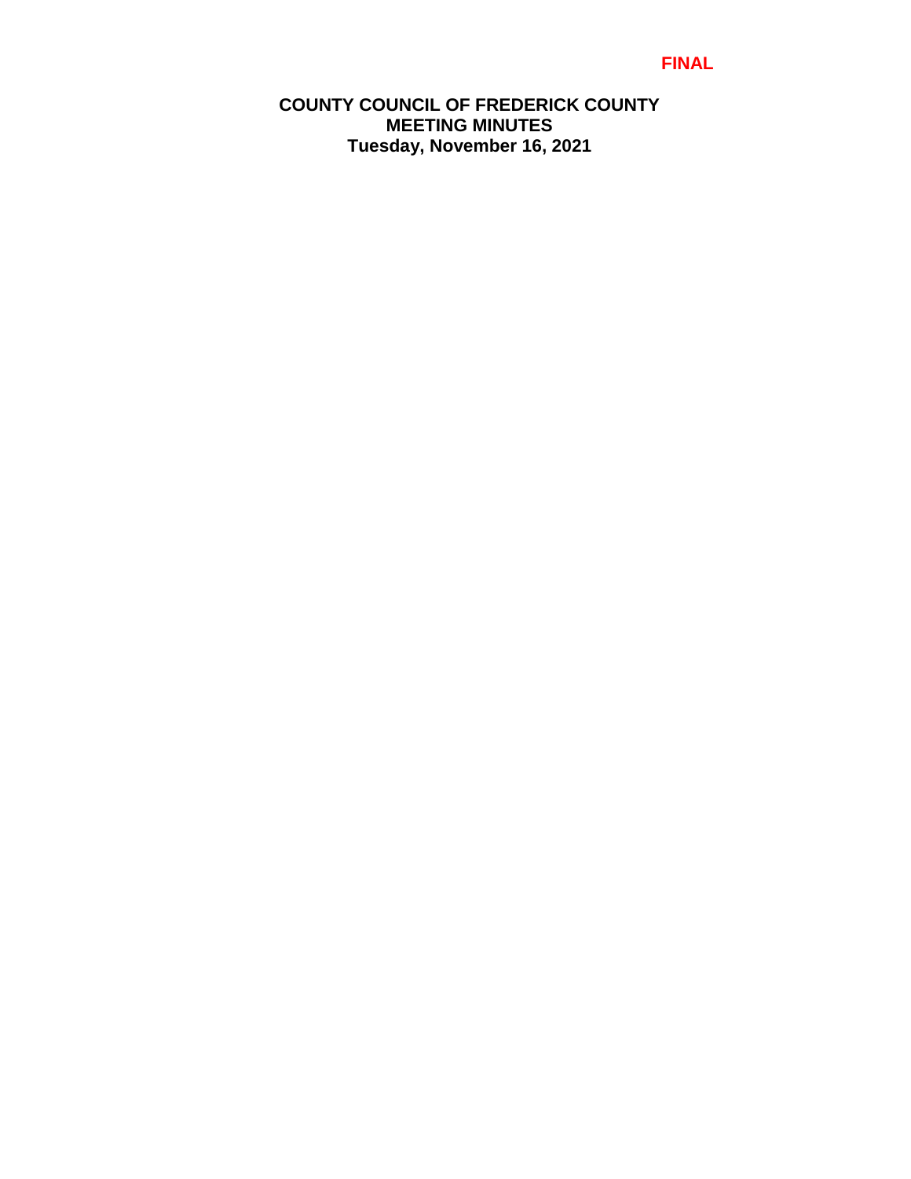**FINAL**

**COUNTY COUNCIL OF FREDERICK COUNTY**
**MEETING MINUTES**
**Tuesday, November 16, 2021**